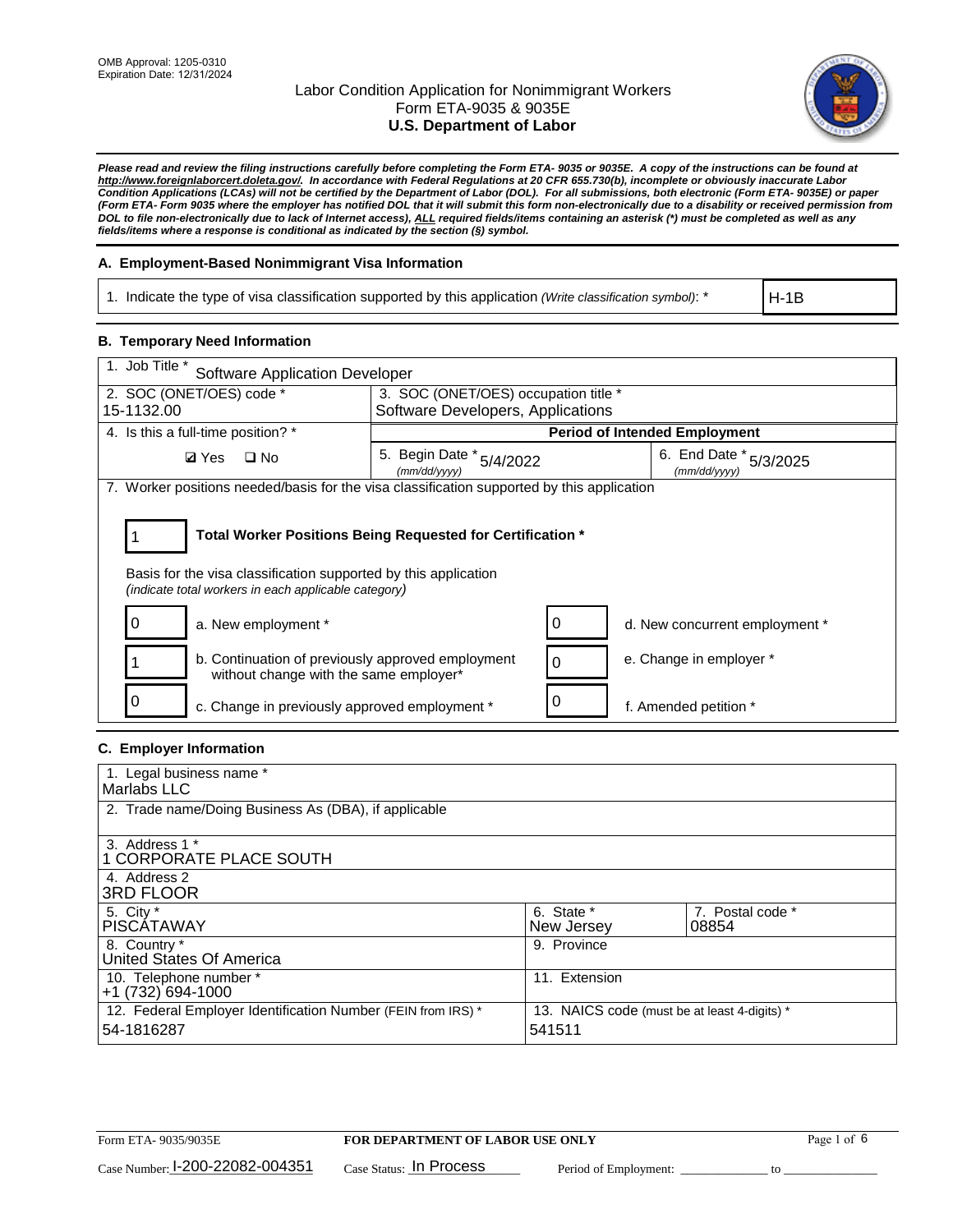OMB Approval: 1205-0310
Expiration Date: 12/31/2024

# Labor Condition Application for Nonimmigrant Workers
Form ETA-9035 & 9035E
**U.S. Department of Labor**

***Please read and review the filing instructions carefully before completing the Form ETA- 9035 or 9035E. A copy of the instructions can be found at http://www.foreignlaborcert.doleta.gov/. In accordance with Federal Regulations at 20 CFR 655.730(b), incomplete or obviously inaccurate Labor Condition Applications (LCAs) will not be certified by the Department of Labor (DOL). For all submissions, both electronic (Form ETA- 9035E) or paper (Form ETA- Form 9035 where the employer has notified DOL that it will submit this form non-electronically due to a disability or received permission from DOL to file non-electronically due to lack of Internet access), ALL required fields/items containing an asterisk (*) must be completed as well as any fields/items where a response is conditional as indicated by the section (§) symbol.***

## A. Employment-Based Nonimmigrant Visa Information

| 1. Indicate the type of visa classification supported by this application *(Write classification symbol)*: * | H-1B |
|---|---|

## B. Temporary Need Information

| 1. Job Title * Software Application Developer | | |
|---|---|---|
| 2. SOC (ONET/OES) code * 15-1132.00 | 3. SOC (ONET/OES) occupation title * Software Developers, Applications | |
| 4. Is this a full-time position? * | **Period of Intended Employment** | |
| ☑ Yes ☐ No | 5. Begin Date * (mm/dd/yyyy) 5/4/2022 | 6. End Date * (mm/dd/yyyy) 5/3/2025 |

7. Worker positions needed/basis for the visa classification supported by this application

| 1 | **Total Worker Positions Being Requested for Certification *** |
|---|---|

Basis for the visa classification supported by this application
*(indicate total workers in each applicable category)*

| | | | |
|---|---|---|---|
| 0 | a. New employment * | 0 | d. New concurrent employment * |
| 1 | b. Continuation of previously approved employment without change with the same employer* | 0 | e. Change in employer * |
| 0 | c. Change in previously approved employment * | 0 | f. Amended petition * |

## C. Employer Information

| | | |
|---|---|---|
| 1. Legal business name * Marlabs LLC | | |
| 2. Trade name/Doing Business As (DBA), if applicable | | |
| 3. Address 1 * 1 CORPORATE PLACE SOUTH | | |
| 4. Address 2 3RD FLOOR | | |
| 5. City * PISCATAWAY | 6. State * New Jersey | 7. Postal code * 08854 |
| 8. Country * United States Of America | 9. Province | |
| 10. Telephone number * +1 (732) 694-1000 | 11. Extension | |
| 12. Federal Employer Identification Number (FEIN from IRS) * 54-1816287 | 13. NAICS code (must be at least 4-digits) * 541511 | |

Form ETA- 9035/9035E | **FOR DEPARTMENT OF LABOR USE ONLY**

Case Number: I-200-22082-004351 Case Status: In Process Period of Employment: _____________ to ______________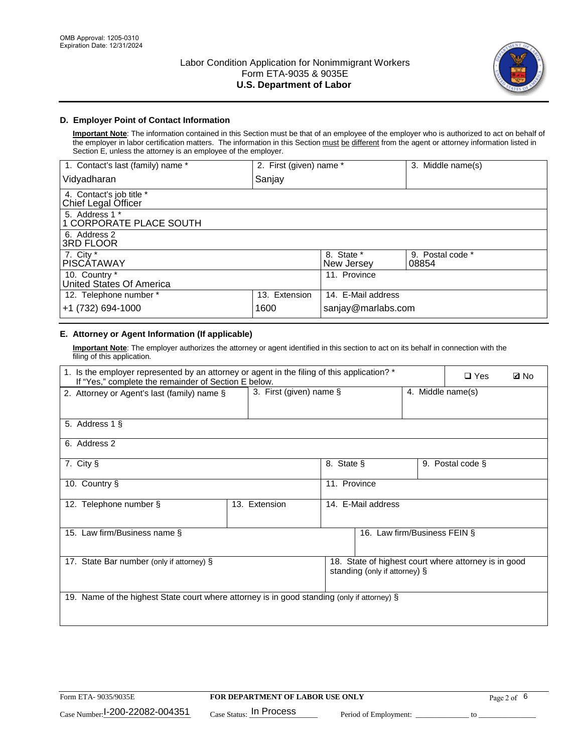OMB Approval: 1205-0310
Expiration Date: 12/31/2024

# Labor Condition Application for Nonimmigrant Workers
## Form ETA-9035 & 9035E
## U.S. Department of Labor

### D. Employer Point of Contact Information

**Important Note**: The information contained in this Section must be that of an employee of the employer who is authorized to act on behalf of the employer in labor certification matters. The information in this Section must be different from the agent or attorney information listed in Section E, unless the attorney is an employee of the employer.

| 1. Contact's last (family) name * | 2. First (given) name * | 3. Middle name(s) |
|---|---|---|
| Vidyadharan | Sanjay | |
| 4. Contact's job title * Chief Legal Officer | | |
| 5. Address 1 * 1 CORPORATE PLACE SOUTH | | |
| 6. Address 2 3RD FLOOR | | |
| 7. City * PISCATAWAY | 8. State * New Jersey | 9. Postal code * 08854 |
| 10. Country * United States Of America | 11. Province | |
| 12. Telephone number * +1 (732) 694-1000 | 13. Extension 1600 | 14. E-Mail address sanjay@marlabs.com |

### E. Attorney or Agent Information (If applicable)

**Important Note**: The employer authorizes the attorney or agent identified in this section to act on its behalf in connection with the filing of this application.

| 1. Is the employer represented by an attorney or agent in the filing of this application? * If "Yes," complete the remainder of Section E below. | ❑ Yes | ☑ No |
|---|---|---|
| 2. Attorney or Agent's last (family) name § | 3. First (given) name § | 4. Middle name(s) |
| 5. Address 1 § | | |
| 6. Address 2 | | |
| 7. City § | 8. State § | 9. Postal code § |
| 10. Country § | 11. Province | |
| 12. Telephone number § | 13. Extension | 14. E-Mail address |
| 15. Law firm/Business name § | 16. Law firm/Business FEIN § | |
| 17. State Bar number (only if attorney) § | 18. State of highest court where attorney is in good standing (only if attorney) § | |
| 19. Name of the highest State court where attorney is in good standing (only if attorney) § | | |

Form ETA- 9035/9035E | **FOR DEPARTMENT OF LABOR USE ONLY**

Case Number: I-200-22082-004351 Case Status: In Process Period of Employment: _____________ to _______________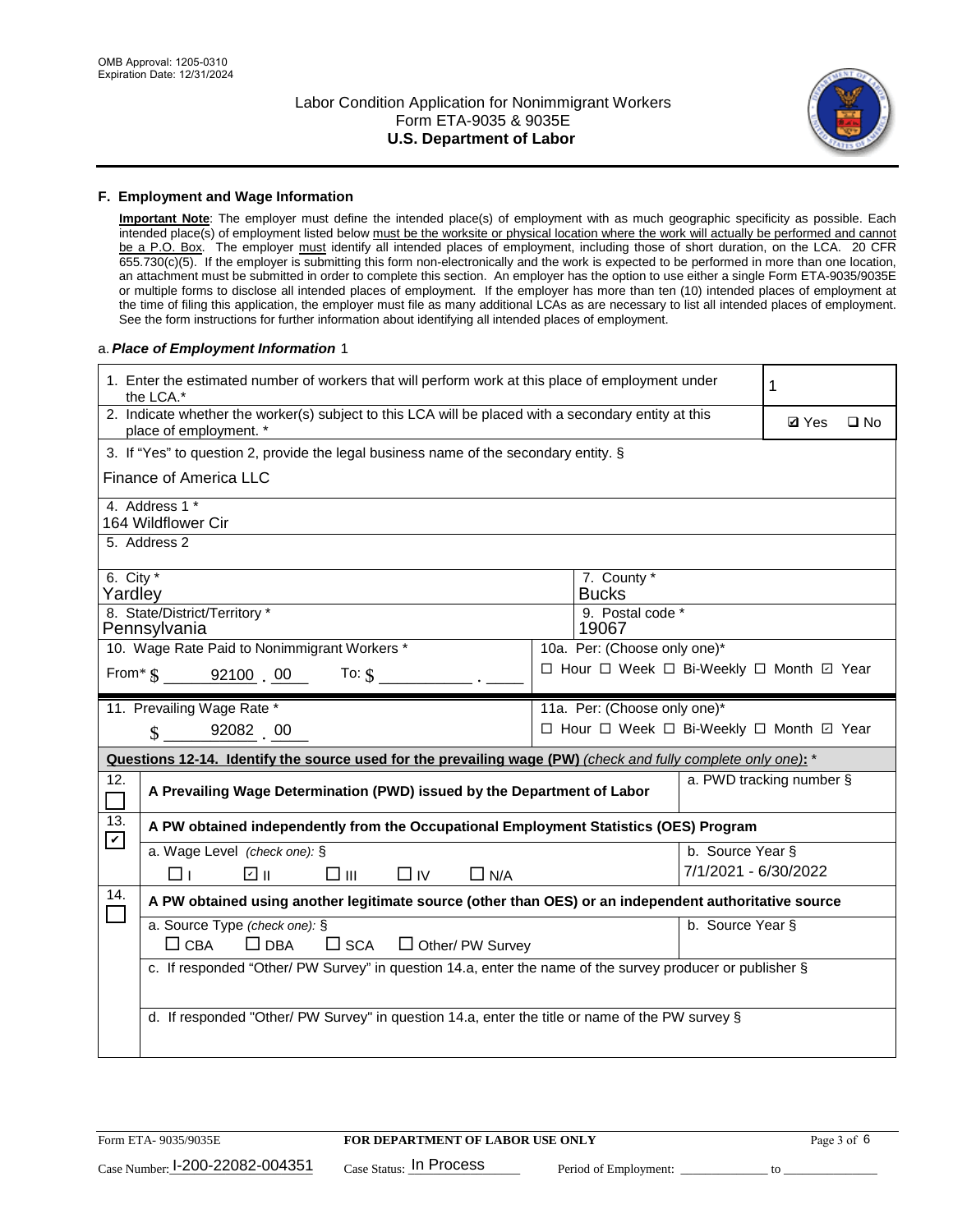OMB Approval: 1205-0310
Expiration Date: 12/31/2024

# Labor Condition Application for Nonimmigrant Workers
## Form ETA-9035 & 9035E
## U.S. Department of Labor

### F. Employment and Wage Information

**Important Note**: The employer must define the intended place(s) of employment with as much geographic specificity as possible. Each intended place(s) of employment listed below must be the worksite or physical location where the work will actually be performed and cannot be a P.O. Box. The employer must identify all intended places of employment, including those of short duration, on the LCA. 20 CFR 655.730(c)(5). If the employer is submitting this form non-electronically and the work is expected to be performed in more than one location, an attachment must be submitted in order to complete this section. An employer has the option to use either a single Form ETA-9035/9035E or multiple forms to disclose all intended places of employment. If the employer has more than ten (10) intended places of employment at the time of filing this application, the employer must file as many additional LCAs as are necessary to list all intended places of employment. See the form instructions for further information about identifying all intended places of employment.

a. *Place of Employment Information* 1

| | |
|---|---|
| 1. Enter the estimated number of workers that will perform work at this place of employment under the LCA.* | 1 |
| 2. Indicate whether the worker(s) subject to this LCA will be placed with a secondary entity at this place of employment. * | ☑ Yes ☐ No |
| 3. If "Yes" to question 2, provide the legal business name of the secondary entity. § Finance of America LLC | |
| 4. Address 1 * 164 Wildflower Cir | |
| 5. Address 2 | |
| 6. City * Yardley | 7. County * Bucks |
| 8. State/District/Territory * Pennsylvania | 9. Postal code * 19067 |
| 10. Wage Rate Paid to Nonimmigrant Workers * From* $ 92100 . 00 To: $ | 10a. Per: (Choose only one)* ☐ Hour ☐ Week ☐ Bi-Weekly ☐ Month ☑ Year |
| 11. Prevailing Wage Rate * $ 92082 . 00 | 11a. Per: (Choose only one)* ☐ Hour ☐ Week ☐ Bi-Weekly ☐ Month ☑ Year |

**Questions 12-14. Identify the source used for the prevailing wage (PW)** *(check and fully complete only one)*: *

| | | |
|---|---|---|
| 12. ☐ | **A Prevailing Wage Determination (PWD) issued by the Department of Labor** | a. PWD tracking number § |
| 13. ☑ | **A PW obtained independently from the Occupational Employment Statistics (OES) Program** | |
| | a. Wage Level *(check one)*: § ☐ I ☑ II ☐ III ☐ IV ☐ N/A | b. Source Year § 7/1/2021 - 6/30/2022 |
| 14. ☐ | **A PW obtained using another legitimate source (other than OES) or an independent authoritative source** | |
| | a. Source Type *(check one)*: § ☐ CBA ☐ DBA ☐ SCA ☐ Other/ PW Survey | b. Source Year § |
| | c. If responded "Other/ PW Survey" in question 14.a, enter the name of the survey producer or publisher § | |
| | d. If responded "Other/ PW Survey" in question 14.a, enter the title or name of the PW survey § | |

Form ETA- 9035/9035E | **FOR DEPARTMENT OF LABOR USE ONLY**

Case Number: I-200-22082-004351 Case Status: In Process Period of Employment: _____________ to _____________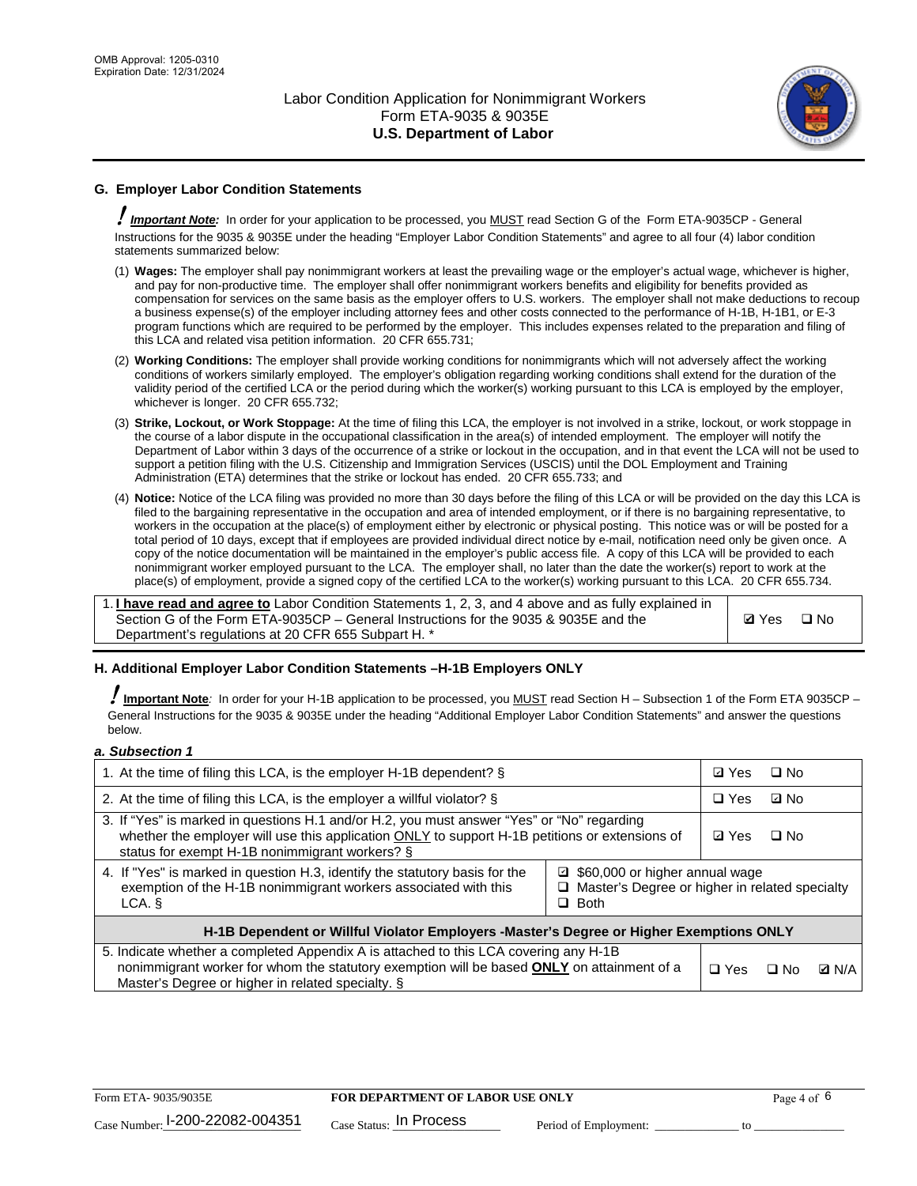## G. Employer Labor Condition Statements

! ***Important Note:*** In order for your application to be processed, you MUST read Section G of the Form ETA-9035CP - General Instructions for the 9035 & 9035E under the heading "Employer Labor Condition Statements" and agree to all four (4) labor condition statements summarized below:

(1) **Wages:** The employer shall pay nonimmigrant workers at least the prevailing wage or the employer's actual wage, whichever is higher, and pay for non-productive time. The employer shall offer nonimmigrant workers benefits and eligibility for benefits provided as compensation for services on the same basis as the employer offers to U.S. workers. The employer shall not make deductions to recoup a business expense(s) of the employer including attorney fees and other costs connected to the performance of H-1B, H-1B1, or E-3 program functions which are required to be performed by the employer. This includes expenses related to the preparation and filing of this LCA and related visa petition information. 20 CFR 655.731;

(2) **Working Conditions:** The employer shall provide working conditions for nonimmigrants which will not adversely affect the working conditions of workers similarly employed. The employer's obligation regarding working conditions shall extend for the duration of the validity period of the certified LCA or the period during which the worker(s) working pursuant to this LCA is employed by the employer, whichever is longer. 20 CFR 655.732;

(3) **Strike, Lockout, or Work Stoppage:** At the time of filing this LCA, the employer is not involved in a strike, lockout, or work stoppage in the course of a labor dispute in the occupational classification in the area(s) of intended employment. The employer will notify the Department of Labor within 3 days of the occurrence of a strike or lockout in the occupation, and in that event the LCA will not be used to support a petition filing with the U.S. Citizenship and Immigration Services (USCIS) until the DOL Employment and Training Administration (ETA) determines that the strike or lockout has ended. 20 CFR 655.733; and

(4) **Notice:** Notice of the LCA filing was provided no more than 30 days before the filing of this LCA or will be provided on the day this LCA is filed to the bargaining representative in the occupation and area of intended employment, or if there is no bargaining representative, to workers in the occupation at the place(s) of employment either by electronic or physical posting. This notice was or will be posted for a total period of 10 days, except that if employees are provided individual direct notice by e-mail, notification need only be given once. A copy of the notice documentation will be maintained in the employer's public access file. A copy of this LCA will be provided to each nonimmigrant worker employed pursuant to the LCA. The employer shall, no later than the date the worker(s) report to work at the place(s) of employment, provide a signed copy of the certified LCA to the worker(s) working pursuant to this LCA. 20 CFR 655.734.

| | |
|---|---|
| 1. **I have read and agree to** Labor Condition Statements 1, 2, 3, and 4 above and as fully explained in Section G of the Form ETA-9035CP – General Instructions for the 9035 & 9035E and the Department's regulations at 20 CFR 655 Subpart H. * | ☑ Yes ☐ No |

## H. Additional Employer Labor Condition Statements –H-1B Employers ONLY

! **Important Note***:* In order for your H-1B application to be processed, you MUST read Section H – Subsection 1 of the Form ETA 9035CP – General Instructions for the 9035 & 9035E under the heading "Additional Employer Labor Condition Statements" and answer the questions below.

***a. Subsection 1***

| | |
|---|---|
| 1. At the time of filing this LCA, is the employer H-1B dependent? § | ☑ Yes ☐ No |
| 2. At the time of filing this LCA, is the employer a willful violator? § | ☐ Yes ☑ No |
| 3. If "Yes" is marked in questions H.1 and/or H.2, you must answer "Yes" or "No" regarding whether the employer will use this application ONLY to support H-1B petitions or extensions of status for exempt H-1B nonimmigrant workers? § | ☑ Yes ☐ No |
| 4. If "Yes" is marked in question H.3, identify the statutory basis for the exemption of the H-1B nonimmigrant workers associated with this LCA. § | ☑ $60,000 or higher annual wage<br>☐ Master's Degree or higher in related specialty<br>☐ Both |
| **H-1B Dependent or Willful Violator Employers -Master's Degree or Higher Exemptions ONLY** | |
| 5. Indicate whether a completed Appendix A is attached to this LCA covering any H-1B nonimmigrant worker for whom the statutory exemption will be based **ONLY** on attainment of a Master's Degree or higher in related specialty. § | ☐ Yes ☐ No ☑ N/A |

Form ETA- 9035/9035E **FOR DEPARTMENT OF LABOR USE ONLY**

Case Number: I-200-22082-004351 Case Status: In Process Period of Employment: ______________ to _______________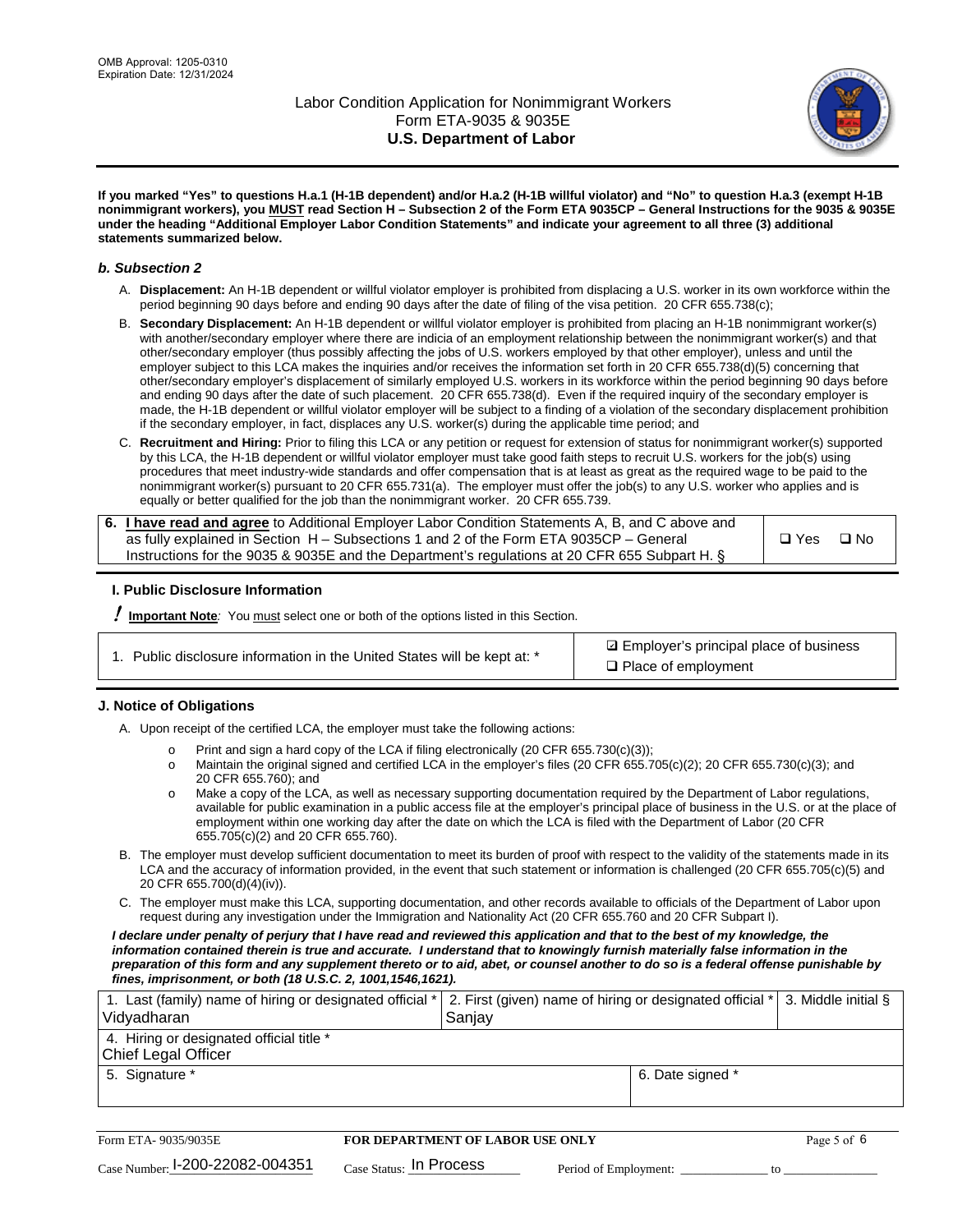**If you marked "Yes" to questions H.a.1 (H-1B dependent) and/or H.a.2 (H-1B willful violator) and "No" to question H.a.3 (exempt H-1B nonimmigrant workers), you MUST read Section H – Subsection 2 of the Form ETA 9035CP – General Instructions for the 9035 & 9035E under the heading "Additional Employer Labor Condition Statements" and indicate your agreement to all three (3) additional statements summarized below.**

### *b. Subsection 2*

A. **Displacement:** An H-1B dependent or willful violator employer is prohibited from displacing a U.S. worker in its own workforce within the period beginning 90 days before and ending 90 days after the date of filing of the visa petition. 20 CFR 655.738(c);

B. **Secondary Displacement:** An H-1B dependent or willful violator employer is prohibited from placing an H-1B nonimmigrant worker(s) with another/secondary employer where there are indicia of an employment relationship between the nonimmigrant worker(s) and that other/secondary employer (thus possibly affecting the jobs of U.S. workers employed by that other employer), unless and until the employer subject to this LCA makes the inquiries and/or receives the information set forth in 20 CFR 655.738(d)(5) concerning that other/secondary employer's displacement of similarly employed U.S. workers in its workforce within the period beginning 90 days before and ending 90 days after the date of such placement. 20 CFR 655.738(d). Even if the required inquiry of the secondary employer is made, the H-1B dependent or willful violator employer will be subject to a finding of a violation of the secondary displacement prohibition if the secondary employer, in fact, displaces any U.S. worker(s) during the applicable time period; and

C. **Recruitment and Hiring:** Prior to filing this LCA or any petition or request for extension of status for nonimmigrant worker(s) supported by this LCA, the H-1B dependent or willful violator employer must take good faith steps to recruit U.S. workers for the job(s) using procedures that meet industry-wide standards and offer compensation that is at least as great as the required wage to be paid to the nonimmigrant worker(s) pursuant to 20 CFR 655.731(a). The employer must offer the job(s) to any U.S. worker who applies and is equally or better qualified for the job than the nonimmigrant worker. 20 CFR 655.739.

| 6. **I have read and agree** to Additional Employer Labor Condition Statements A, B, and C above and as fully explained in Section H – Subsections 1 and 2 of the Form ETA 9035CP – General Instructions for the 9035 & 9035E and the Department's regulations at 20 CFR 655 Subpart H. § | ☐ Yes ☐ No |
|---|---|

### I. Public Disclosure Information

**!** **Important Note***:* You must select one or both of the options listed in this Section.

| 1. Public disclosure information in the United States will be kept at: * | ☑ Employer's principal place of business<br>☐ Place of employment |
|---|---|

### J. Notice of Obligations

A. Upon receipt of the certified LCA, the employer must take the following actions:

- Print and sign a hard copy of the LCA if filing electronically (20 CFR 655.730(c)(3));
- Maintain the original signed and certified LCA in the employer's files (20 CFR 655.705(c)(2); 20 CFR 655.730(c)(3); and 20 CFR 655.760); and
- Make a copy of the LCA, as well as necessary supporting documentation required by the Department of Labor regulations, available for public examination in a public access file at the employer's principal place of business in the U.S. or at the place of employment within one working day after the date on which the LCA is filed with the Department of Labor (20 CFR 655.705(c)(2) and 20 CFR 655.760).

B. The employer must develop sufficient documentation to meet its burden of proof with respect to the validity of the statements made in its LCA and the accuracy of information provided, in the event that such statement or information is challenged (20 CFR 655.705(c)(5) and 20 CFR 655.700(d)(4)(iv)).

C. The employer must make this LCA, supporting documentation, and other records available to officials of the Department of Labor upon request during any investigation under the Immigration and Nationality Act (20 CFR 655.760 and 20 CFR Subpart I).

***I declare under penalty of perjury that I have read and reviewed this application and that to the best of my knowledge, the information contained therein is true and accurate. I understand that to knowingly furnish materially false information in the preparation of this form and any supplement thereto or to aid, abet, or counsel another to do so is a federal offense punishable by fines, imprisonment, or both (18 U.S.C. 2, 1001,1546,1621).***

| 1. Last (family) name of hiring or designated official *<br>Vidyadharan | 2. First (given) name of hiring or designated official *<br>Sanjay | 3. Middle initial § |
|---|---|---|
| 4. Hiring or designated official title *<br>Chief Legal Officer | | |
| 5. Signature * | 6. Date signed * | |

| Form ETA- 9035/9035E | FOR DEPARTMENT OF LABOR USE ONLY | |
|---|---|---|
| Case Number: I-200-22082-004351 | Case Status: In Process | Period of Employment: _____________ to _____________ |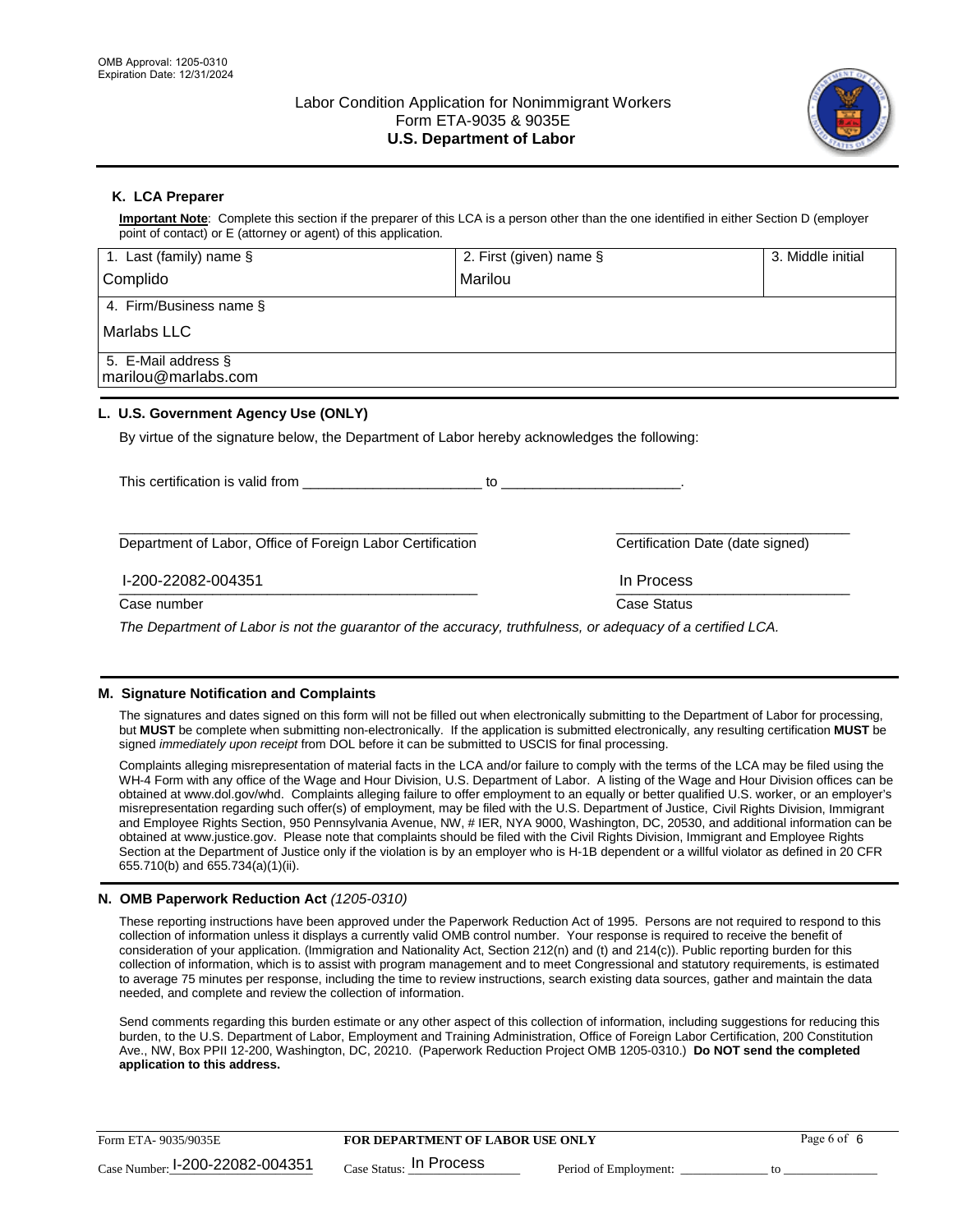OMB Approval: 1205-0310
Expiration Date: 12/31/2024

# Labor Condition Application for Nonimmigrant Workers
## Form ETA-9035 & 9035E
## U.S. Department of Labor

### K. LCA Preparer

**Important Note**: Complete this section if the preparer of this LCA is a person other than the one identified in either Section D (employer point of contact) or E (attorney or agent) of this application.

| 1. Last (family) name § | 2. First (given) name § | 3. Middle initial |
|---|---|---|
| Complido | Marilou | |
| 4. Firm/Business name § | | |
| Marlabs LLC | | |
| 5. E-Mail address § | | |
| marilou@marlabs.com | | |

### L. U.S. Government Agency Use (ONLY)

By virtue of the signature below, the Department of Labor hereby acknowledges the following:

This certification is valid from ______________________ to ______________________.

______________________________________________ Department of Labor, Office of Foreign Labor Certification

______________________________ Certification Date (date signed)

I-200-22082-004351
Case number

In Process
Case Status

*The Department of Labor is not the guarantor of the accuracy, truthfulness, or adequacy of a certified LCA.*

### M. Signature Notification and Complaints

The signatures and dates signed on this form will not be filled out when electronically submitting to the Department of Labor for processing, but **MUST** be complete when submitting non-electronically. If the application is submitted electronically, any resulting certification **MUST** be signed *immediately upon receipt* from DOL before it can be submitted to USCIS for final processing.

Complaints alleging misrepresentation of material facts in the LCA and/or failure to comply with the terms of the LCA may be filed using the WH-4 Form with any office of the Wage and Hour Division, U.S. Department of Labor. A listing of the Wage and Hour Division offices can be obtained at www.dol.gov/whd. Complaints alleging failure to offer employment to an equally or better qualified U.S. worker, or an employer's misrepresentation regarding such offer(s) of employment, may be filed with the U.S. Department of Justice, Civil Rights Division, Immigrant and Employee Rights Section, 950 Pennsylvania Avenue, NW, # IER, NYA 9000, Washington, DC, 20530, and additional information can be obtained at www.justice.gov. Please note that complaints should be filed with the Civil Rights Division, Immigrant and Employee Rights Section at the Department of Justice only if the violation is by an employer who is H-1B dependent or a willful violator as defined in 20 CFR 655.710(b) and 655.734(a)(1)(ii).

### N. OMB Paperwork Reduction Act *(1205-0310)*

These reporting instructions have been approved under the Paperwork Reduction Act of 1995. Persons are not required to respond to this collection of information unless it displays a currently valid OMB control number. Your response is required to receive the benefit of consideration of your application. (Immigration and Nationality Act, Section 212(n) and (t) and 214(c)). Public reporting burden for this collection of information, which is to assist with program management and to meet Congressional and statutory requirements, is estimated to average 75 minutes per response, including the time to review instructions, search existing data sources, gather and maintain the data needed, and complete and review the collection of information.

Send comments regarding this burden estimate or any other aspect of this collection of information, including suggestions for reducing this burden, to the U.S. Department of Labor, Employment and Training Administration, Office of Foreign Labor Certification, 200 Constitution Ave., NW, Box PPII 12-200, Washington, DC, 20210. (Paperwork Reduction Project OMB 1205-0310.) **Do NOT send the completed application to this address.**

Form ETA- 9035/9035E — **FOR DEPARTMENT OF LABOR USE ONLY**

Case Number: I-200-22082-004351 Case Status: In Process Period of Employment: ____________ to ____________